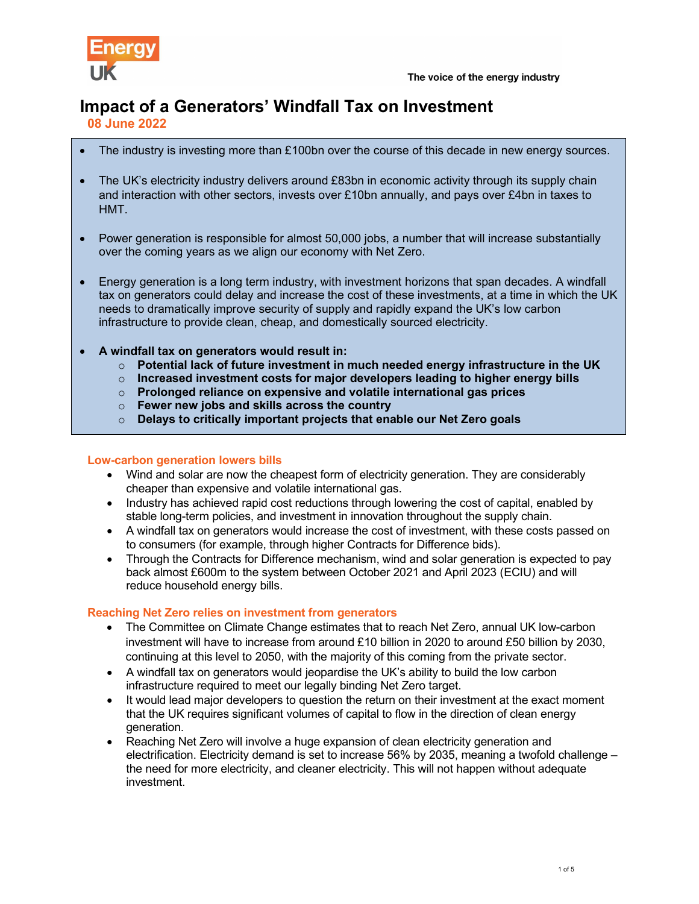Energy UK

The voice of the energy industry

# Impact of a Generators' Windfall Tax on Investment

**08 June 2022**

- The industry is investing more than £100bn over the course of this decade in new energy sources.
- The UK's electricity industry delivers around £83bn in economic activity through its supply chain and interaction with other sectors, invests over £10bn annually, and pays over £4bn in taxes to HMT.
- Power generation is responsible for almost 50,000 jobs, a number that will increase substantially over the coming years as we align our economy with Net Zero.
- Energy generation is a long term industry, with investment horizons that span decades. A windfall tax on generators could delay and increase the cost of these investments, at a time in which the UK needs to dramatically improve security of supply and rapidly expand the UK's low carbon infrastructure to provide clean, cheap, and domestically sourced electricity.
- **A windfall tax on generators would result in:**
  - **Potential lack of future investment in much needed energy infrastructure in the UK**
  - **Increased investment costs for major developers leading to higher energy bills**
  - **Prolonged reliance on expensive and volatile international gas prices**
  - **Fewer new jobs and skills across the country**
  - **Delays to critically important projects that enable our Net Zero goals**

## Low-carbon generation lowers bills

- Wind and solar are now the cheapest form of electricity generation. They are considerably cheaper than expensive and volatile international gas.
- Industry has achieved rapid cost reductions through lowering the cost of capital, enabled by stable long-term policies, and investment in innovation throughout the supply chain.
- A windfall tax on generators would increase the cost of investment, with these costs passed on to consumers (for example, through higher Contracts for Difference bids).
- Through the Contracts for Difference mechanism, wind and solar generation is expected to pay back almost £600m to the system between October 2021 and April 2023 (ECIU) and will reduce household energy bills.

## Reaching Net Zero relies on investment from generators

- The Committee on Climate Change estimates that to reach Net Zero, annual UK low-carbon investment will have to increase from around £10 billion in 2020 to around £50 billion by 2030, continuing at this level to 2050, with the majority of this coming from the private sector.
- A windfall tax on generators would jeopardise the UK's ability to build the low carbon infrastructure required to meet our legally binding Net Zero target.
- It would lead major developers to question the return on their investment at the exact moment that the UK requires significant volumes of capital to flow in the direction of clean energy generation.
- Reaching Net Zero will involve a huge expansion of clean electricity generation and electrification. Electricity demand is set to increase 56% by 2035, meaning a twofold challenge – the need for more electricity, and cleaner electricity. This will not happen without adequate investment.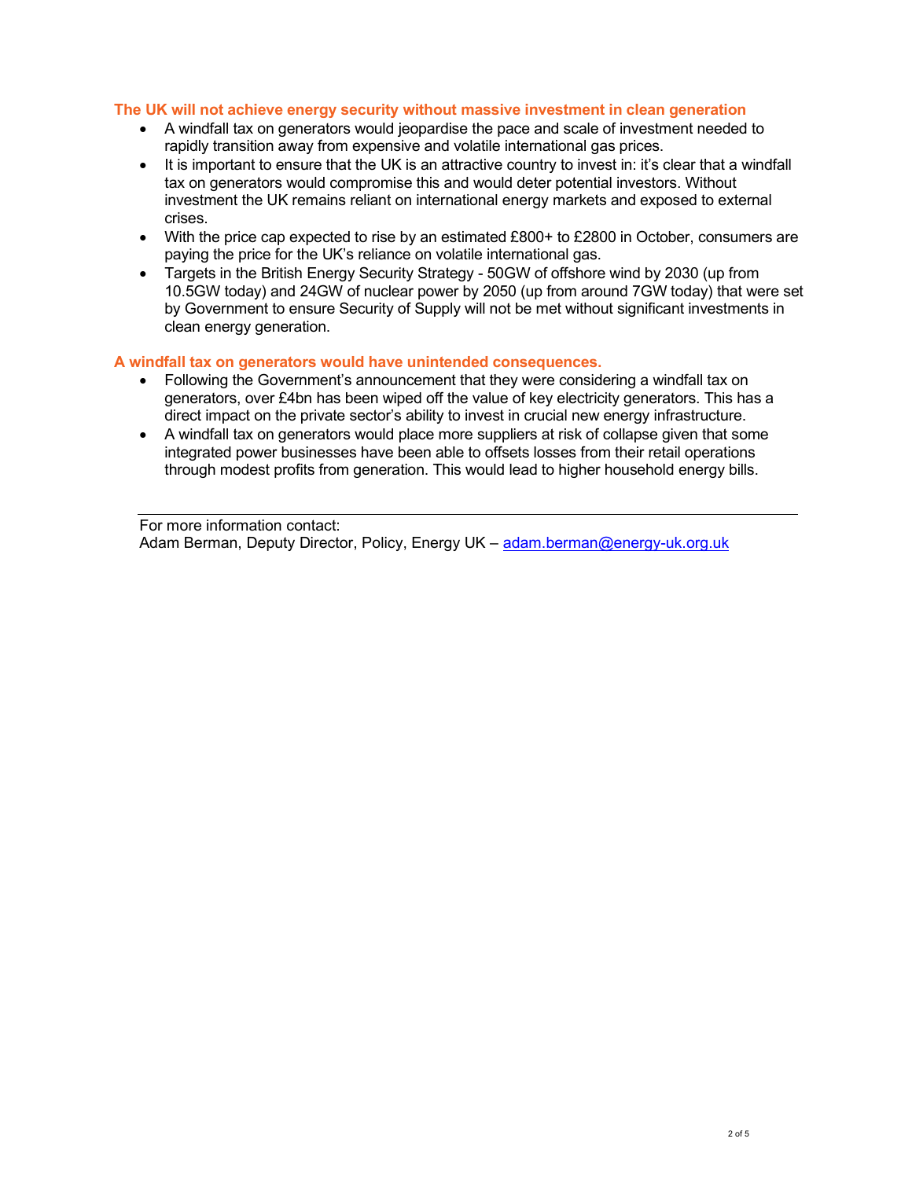## The UK will not achieve energy security without massive investment in clean generation

- A windfall tax on generators would jeopardise the pace and scale of investment needed to rapidly transition away from expensive and volatile international gas prices.
- It is important to ensure that the UK is an attractive country to invest in: it's clear that a windfall tax on generators would compromise this and would deter potential investors. Without investment the UK remains reliant on international energy markets and exposed to external crises.
- With the price cap expected to rise by an estimated £800+ to £2800 in October, consumers are paying the price for the UK's reliance on volatile international gas.
- Targets in the British Energy Security Strategy - 50GW of offshore wind by 2030 (up from 10.5GW today) and 24GW of nuclear power by 2050 (up from around 7GW today) that were set by Government to ensure Security of Supply will not be met without significant investments in clean energy generation.

## A windfall tax on generators would have unintended consequences.

- Following the Government's announcement that they were considering a windfall tax on generators, over £4bn has been wiped off the value of key electricity generators. This has a direct impact on the private sector's ability to invest in crucial new energy infrastructure.
- A windfall tax on generators would place more suppliers at risk of collapse given that some integrated power businesses have been able to offsets losses from their retail operations through modest profits from generation. This would lead to higher household energy bills.

---

For more information contact:
Adam Berman, Deputy Director, Policy, Energy UK – adam.berman@energy-uk.org.uk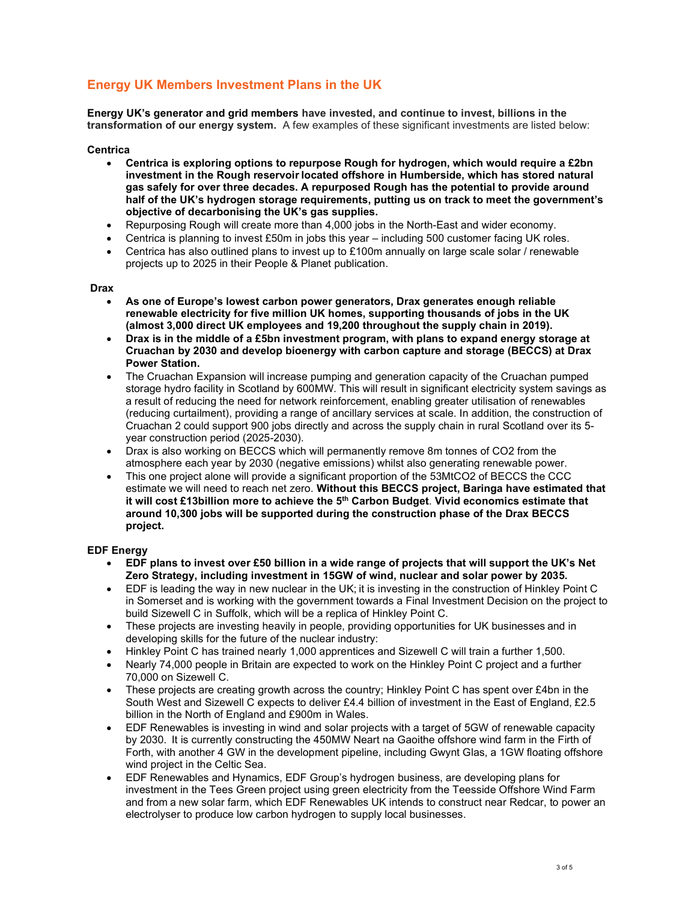## Energy UK Members Investment Plans in the UK

**Energy UK's generator and grid members have invested, and continue to invest, billions in the transformation of our energy system.** A few examples of these significant investments are listed below:

**Centrica**

- **Centrica is exploring options to repurpose Rough for hydrogen, which would require a £2bn investment in the Rough reservoir located offshore in Humberside, which has stored natural gas safely for over three decades. A repurposed Rough has the potential to provide around half of the UK's hydrogen storage requirements, putting us on track to meet the government's objective of decarbonising the UK's gas supplies.**
- Repurposing Rough will create more than 4,000 jobs in the North-East and wider economy.
- Centrica is planning to invest £50m in jobs this year – including 500 customer facing UK roles.
- Centrica has also outlined plans to invest up to £100m annually on large scale solar / renewable projects up to 2025 in their People & Planet publication.

**Drax**

- **As one of Europe's lowest carbon power generators, Drax generates enough reliable renewable electricity for five million UK homes, supporting thousands of jobs in the UK (almost 3,000 direct UK employees and 19,200 throughout the supply chain in 2019).**
- **Drax is in the middle of a £5bn investment program, with plans to expand energy storage at Cruachan by 2030 and develop bioenergy with carbon capture and storage (BECCS) at Drax Power Station.**
- The Cruachan Expansion will increase pumping and generation capacity of the Cruachan pumped storage hydro facility in Scotland by 600MW. This will result in significant electricity system savings as a result of reducing the need for network reinforcement, enabling greater utilisation of renewables (reducing curtailment), providing a range of ancillary services at scale. In addition, the construction of Cruachan 2 could support 900 jobs directly and across the supply chain in rural Scotland over its 5-year construction period (2025-2030).
- Drax is also working on BECCS which will permanently remove 8m tonnes of $CO_2$ from the atmosphere each year by 2030 (negative emissions) whilst also generating renewable power.
- This one project alone will provide a significant proportion of the $53MtCO_2$ of BECCS the CCC estimate we will need to reach net zero. **Without this BECCS project, Baringa have estimated that it will cost £13billion more to achieve the 5th Carbon Budget**. **Vivid economics estimate that around 10,300 jobs will be supported during the construction phase of the Drax BECCS project.**

**EDF Energy**

- **EDF plans to invest over £50 billion in a wide range of projects that will support the UK's Net Zero Strategy, including investment in 15GW of wind, nuclear and solar power by 2035.**
- EDF is leading the way in new nuclear in the UK; it is investing in the construction of Hinkley Point C in Somerset and is working with the government towards a Final Investment Decision on the project to build Sizewell C in Suffolk, which will be a replica of Hinkley Point C.
- These projects are investing heavily in people, providing opportunities for UK businesses and in developing skills for the future of the nuclear industry:
- Hinkley Point C has trained nearly 1,000 apprentices and Sizewell C will train a further 1,500.
- Nearly 74,000 people in Britain are expected to work on the Hinkley Point C project and a further 70,000 on Sizewell C.
- These projects are creating growth across the country; Hinkley Point C has spent over £4bn in the South West and Sizewell C expects to deliver £4.4 billion of investment in the East of England, £2.5 billion in the North of England and £900m in Wales.
- EDF Renewables is investing in wind and solar projects with a target of 5GW of renewable capacity by 2030. It is currently constructing the 450MW Neart na Gaoithe offshore wind farm in the Firth of Forth, with another 4 GW in the development pipeline, including Gwynt Glas, a 1GW floating offshore wind project in the Celtic Sea.
- EDF Renewables and Hynamics, EDF Group's hydrogen business, are developing plans for investment in the Tees Green project using green electricity from the Teesside Offshore Wind Farm and from a new solar farm, which EDF Renewables UK intends to construct near Redcar, to power an electrolyser to produce low carbon hydrogen to supply local businesses.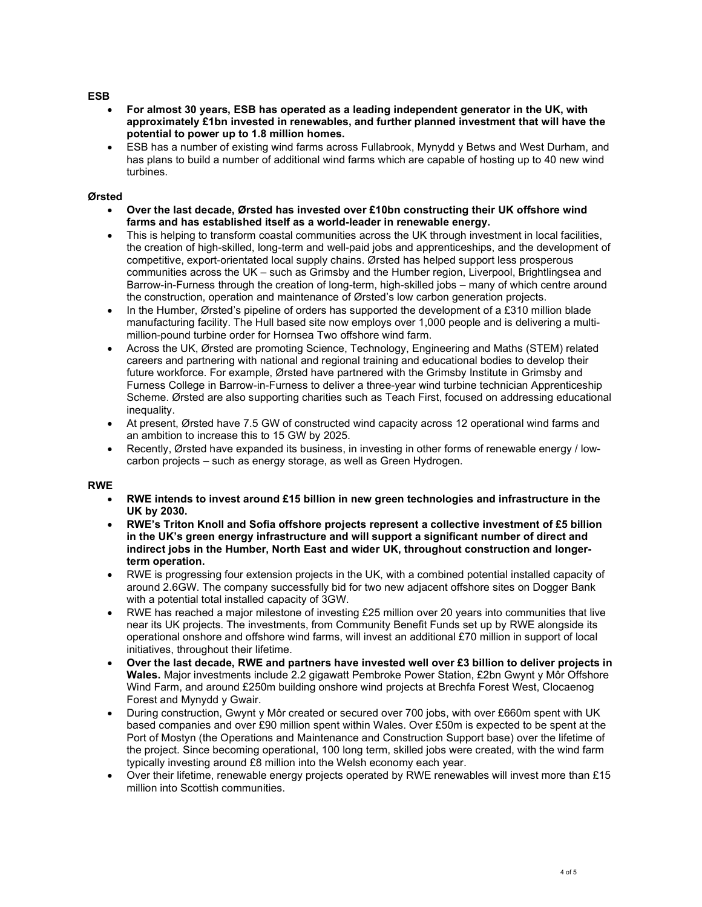**ESB**

- **For almost 30 years, ESB has operated as a leading independent generator in the UK, with approximately £1bn invested in renewables, and further planned investment that will have the potential to power up to 1.8 million homes.**
- ESB has a number of existing wind farms across Fullabrook, Mynydd y Betws and West Durham, and has plans to build a number of additional wind farms which are capable of hosting up to 40 new wind turbines.

**Ørsted**

- **Over the last decade, Ørsted has invested over £10bn constructing their UK offshore wind farms and has established itself as a world-leader in renewable energy.**
- This is helping to transform coastal communities across the UK through investment in local facilities, the creation of high-skilled, long-term and well-paid jobs and apprenticeships, and the development of competitive, export-orientated local supply chains. Ørsted has helped support less prosperous communities across the UK – such as Grimsby and the Humber region, Liverpool, Brightlingsea and Barrow-in-Furness through the creation of long-term, high-skilled jobs – many of which centre around the construction, operation and maintenance of Ørsted's low carbon generation projects.
- In the Humber, Ørsted's pipeline of orders has supported the development of a £310 million blade manufacturing facility. The Hull based site now employs over 1,000 people and is delivering a multi-million-pound turbine order for Hornsea Two offshore wind farm.
- Across the UK, Ørsted are promoting Science, Technology, Engineering and Maths (STEM) related careers and partnering with national and regional training and educational bodies to develop their future workforce. For example, Ørsted have partnered with the Grimsby Institute in Grimsby and Furness College in Barrow-in-Furness to deliver a three-year wind turbine technician Apprenticeship Scheme. Ørsted are also supporting charities such as Teach First, focused on addressing educational inequality.
- At present, Ørsted have 7.5 GW of constructed wind capacity across 12 operational wind farms and an ambition to increase this to 15 GW by 2025.
- Recently, Ørsted have expanded its business, in investing in other forms of renewable energy / low-carbon projects – such as energy storage, as well as Green Hydrogen.

**RWE**

- **RWE intends to invest around £15 billion in new green technologies and infrastructure in the UK by 2030.**
- **RWE's Triton Knoll and Sofia offshore projects represent a collective investment of £5 billion in the UK's green energy infrastructure and will support a significant number of direct and indirect jobs in the Humber, North East and wider UK, throughout construction and longer-term operation.**
- RWE is progressing four extension projects in the UK, with a combined potential installed capacity of around 2.6GW. The company successfully bid for two new adjacent offshore sites on Dogger Bank with a potential total installed capacity of 3GW.
- RWE has reached a major milestone of investing £25 million over 20 years into communities that live near its UK projects. The investments, from Community Benefit Funds set up by RWE alongside its operational onshore and offshore wind farms, will invest an additional £70 million in support of local initiatives, throughout their lifetime.
- **Over the last decade, RWE and partners have invested well over £3 billion to deliver projects in Wales.** Major investments include 2.2 gigawatt Pembroke Power Station, £2bn Gwynt y Môr Offshore Wind Farm, and around £250m building onshore wind projects at Brechfa Forest West, Clocaenog Forest and Mynydd y Gwair.
- During construction, Gwynt y Môr created or secured over 700 jobs, with over £660m spent with UK based companies and over £90 million spent within Wales. Over £50m is expected to be spent at the Port of Mostyn (the Operations and Maintenance and Construction Support base) over the lifetime of the project. Since becoming operational, 100 long term, skilled jobs were created, with the wind farm typically investing around £8 million into the Welsh economy each year.
- Over their lifetime, renewable energy projects operated by RWE renewables will invest more than £15 million into Scottish communities.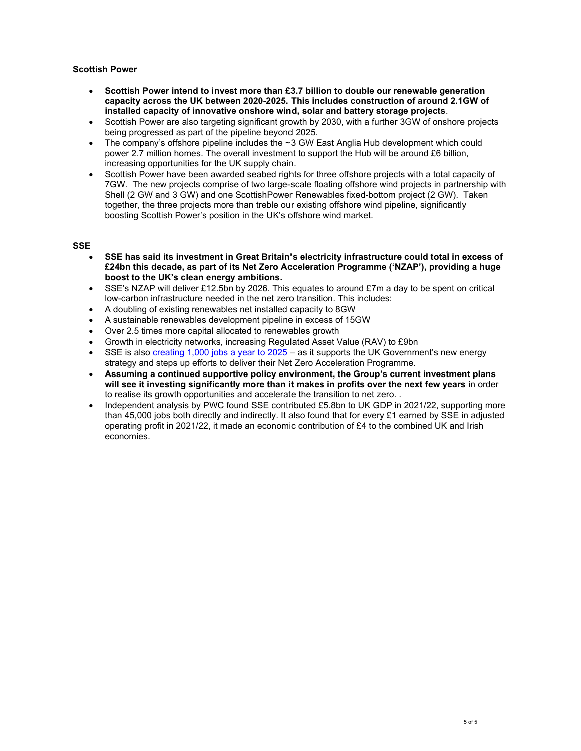**Scottish Power**

- **Scottish Power intend to invest more than £3.7 billion to double our renewable generation capacity across the UK between 2020-2025. This includes construction of around 2.1GW of installed capacity of innovative onshore wind, solar and battery storage projects**.
- Scottish Power are also targeting significant growth by 2030, with a further 3GW of onshore projects being progressed as part of the pipeline beyond 2025.
- The company's offshore pipeline includes the ~3 GW East Anglia Hub development which could power 2.7 million homes. The overall investment to support the Hub will be around £6 billion, increasing opportunities for the UK supply chain.
- Scottish Power have been awarded seabed rights for three offshore projects with a total capacity of 7GW. The new projects comprise of two large-scale floating offshore wind projects in partnership with Shell (2 GW and 3 GW) and one ScottishPower Renewables fixed-bottom project (2 GW). Taken together, the three projects more than treble our existing offshore wind pipeline, significantly boosting Scottish Power's position in the UK's offshore wind market.

**SSE**

- **SSE has said its investment in Great Britain's electricity infrastructure could total in excess of £24bn this decade, as part of its Net Zero Acceleration Programme ('NZAP'), providing a huge boost to the UK's clean energy ambitions.**
- SSE's NZAP will deliver £12.5bn by 2026. This equates to around £7m a day to be spent on critical low-carbon infrastructure needed in the net zero transition. This includes:
- A doubling of existing renewables net installed capacity to 8GW
- A sustainable renewables development pipeline in excess of 15GW
- Over 2.5 times more capital allocated to renewables growth
- Growth in electricity networks, increasing Regulated Asset Value (RAV) to £9bn
- SSE is also creating 1,000 jobs a year to 2025 – as it supports the UK Government's new energy strategy and steps up efforts to deliver their Net Zero Acceleration Programme.
- **Assuming a continued supportive policy environment, the Group's current investment plans will see it investing significantly more than it makes in profits over the next few years** in order to realise its growth opportunities and accelerate the transition to net zero. .
- Independent analysis by PWC found SSE contributed £5.8bn to UK GDP in 2021/22, supporting more than 45,000 jobs both directly and indirectly. It also found that for every £1 earned by SSE in adjusted operating profit in 2021/22, it made an economic contribution of £4 to the combined UK and Irish economies.